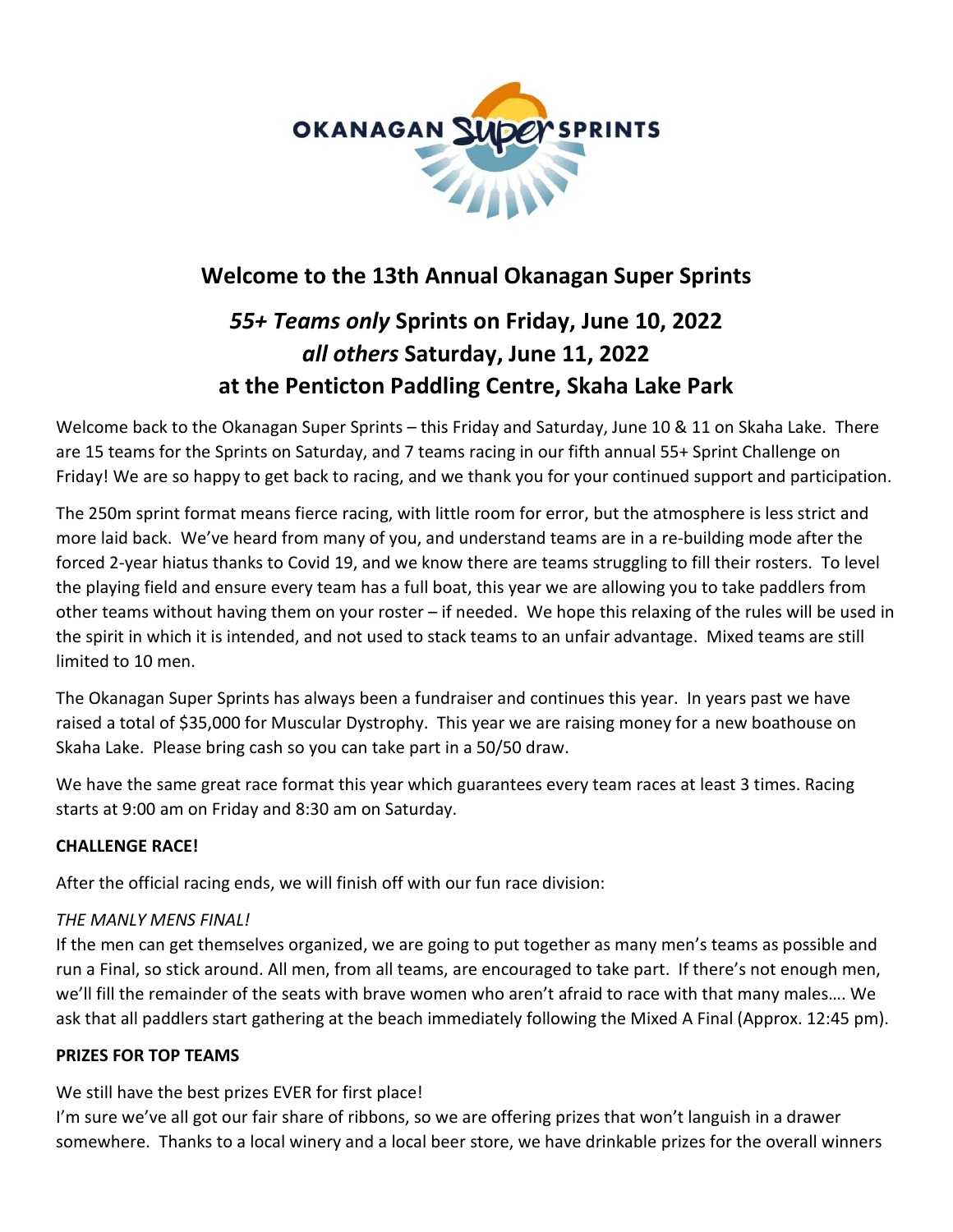# Welcome to the 13th Annual Okanagan Super Sprints

## *55+ Teams only* Sprints on Friday, June 10, 2022
## *all others* Saturday, June 11, 2022
## at the Penticton Paddling Centre, Skaha Lake Park

Welcome back to the Okanagan Super Sprints – this Friday and Saturday, June 10 & 11 on Skaha Lake. There are 15 teams for the Sprints on Saturday, and 7 teams racing in our fifth annual 55+ Sprint Challenge on Friday! We are so happy to get back to racing, and we thank you for your continued support and participation.

The 250m sprint format means fierce racing, with little room for error, but the atmosphere is less strict and more laid back. We've heard from many of you, and understand teams are in a re-building mode after the forced 2-year hiatus thanks to Covid 19, and we know there are teams struggling to fill their rosters. To level the playing field and ensure every team has a full boat, this year we are allowing you to take paddlers from other teams without having them on your roster – if needed. We hope this relaxing of the rules will be used in the spirit in which it is intended, and not used to stack teams to an unfair advantage. Mixed teams are still limited to 10 men.

The Okanagan Super Sprints has always been a fundraiser and continues this year. In years past we have raised a total of $35,000 for Muscular Dystrophy. This year we are raising money for a new boathouse on Skaha Lake. Please bring cash so you can take part in a 50/50 draw.

We have the same great race format this year which guarantees every team races at least 3 times. Racing starts at 9:00 am on Friday and 8:30 am on Saturday.

**CHALLENGE RACE!**

After the official racing ends, we will finish off with our fun race division:

*THE MANLY MENS FINAL!*
If the men can get themselves organized, we are going to put together as many men's teams as possible and run a Final, so stick around. All men, from all teams, are encouraged to take part. If there's not enough men, we'll fill the remainder of the seats with brave women who aren't afraid to race with that many males…. We ask that all paddlers start gathering at the beach immediately following the Mixed A Final (Approx. 12:45 pm).

**PRIZES FOR TOP TEAMS**

We still have the best prizes EVER for first place!
I'm sure we've all got our fair share of ribbons, so we are offering prizes that won't languish in a drawer somewhere. Thanks to a local winery and a local beer store, we have drinkable prizes for the overall winners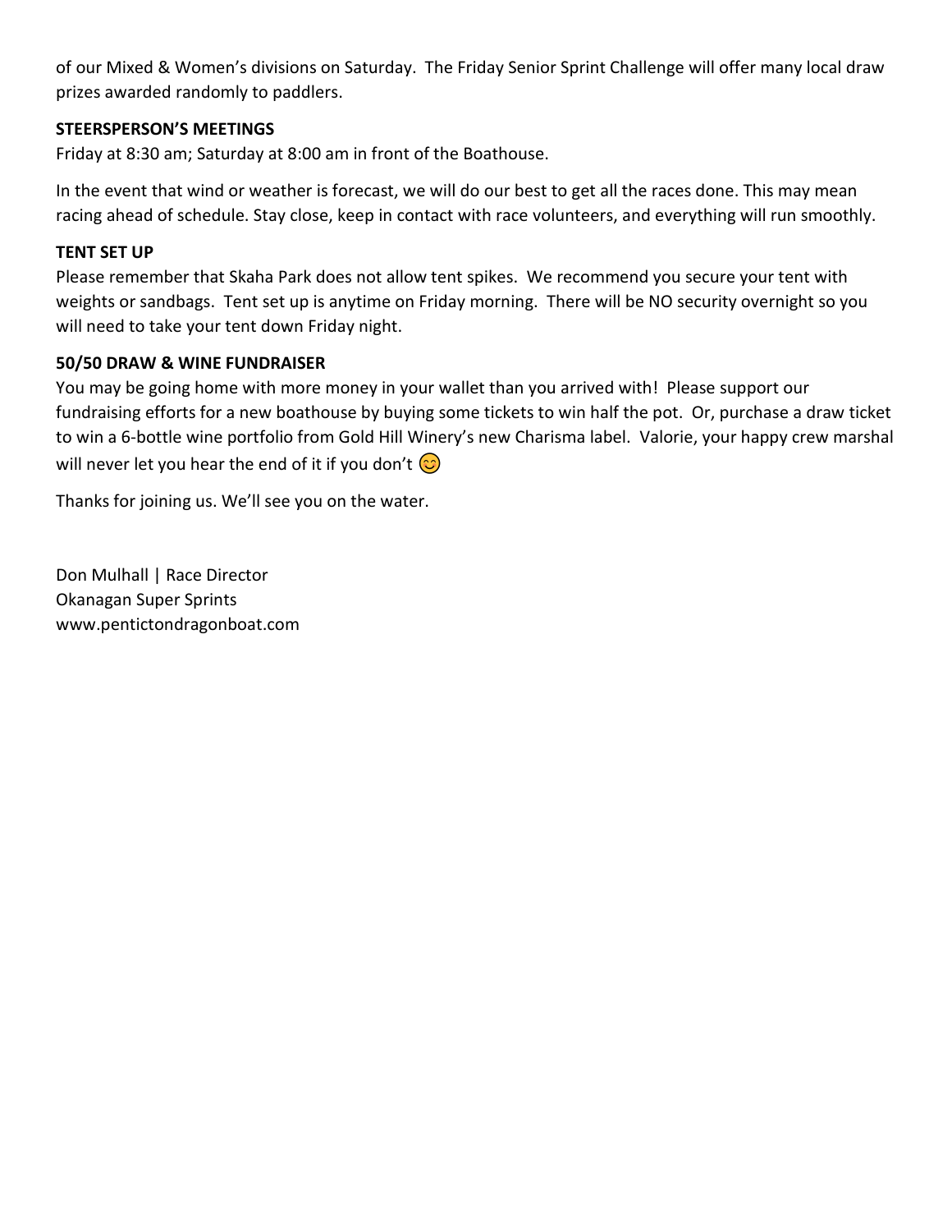of our Mixed & Women's divisions on Saturday. The Friday Senior Sprint Challenge will offer many local draw prizes awarded randomly to paddlers.

**STEERSPERSON'S MEETINGS**

Friday at 8:30 am; Saturday at 8:00 am in front of the Boathouse.

In the event that wind or weather is forecast, we will do our best to get all the races done. This may mean racing ahead of schedule. Stay close, keep in contact with race volunteers, and everything will run smoothly.

**TENT SET UP**

Please remember that Skaha Park does not allow tent spikes. We recommend you secure your tent with weights or sandbags. Tent set up is anytime on Friday morning. There will be NO security overnight so you will need to take your tent down Friday night.

**50/50 DRAW & WINE FUNDRAISER**

You may be going home with more money in your wallet than you arrived with! Please support our fundraising efforts for a new boathouse by buying some tickets to win half the pot. Or, purchase a draw ticket to win a 6-bottle wine portfolio from Gold Hill Winery's new Charisma label. Valorie, your happy crew marshal will never let you hear the end of it if you don't 😊

Thanks for joining us. We'll see you on the water.

Don Mulhall | Race Director
Okanagan Super Sprints
www.pentictondragonboat.com